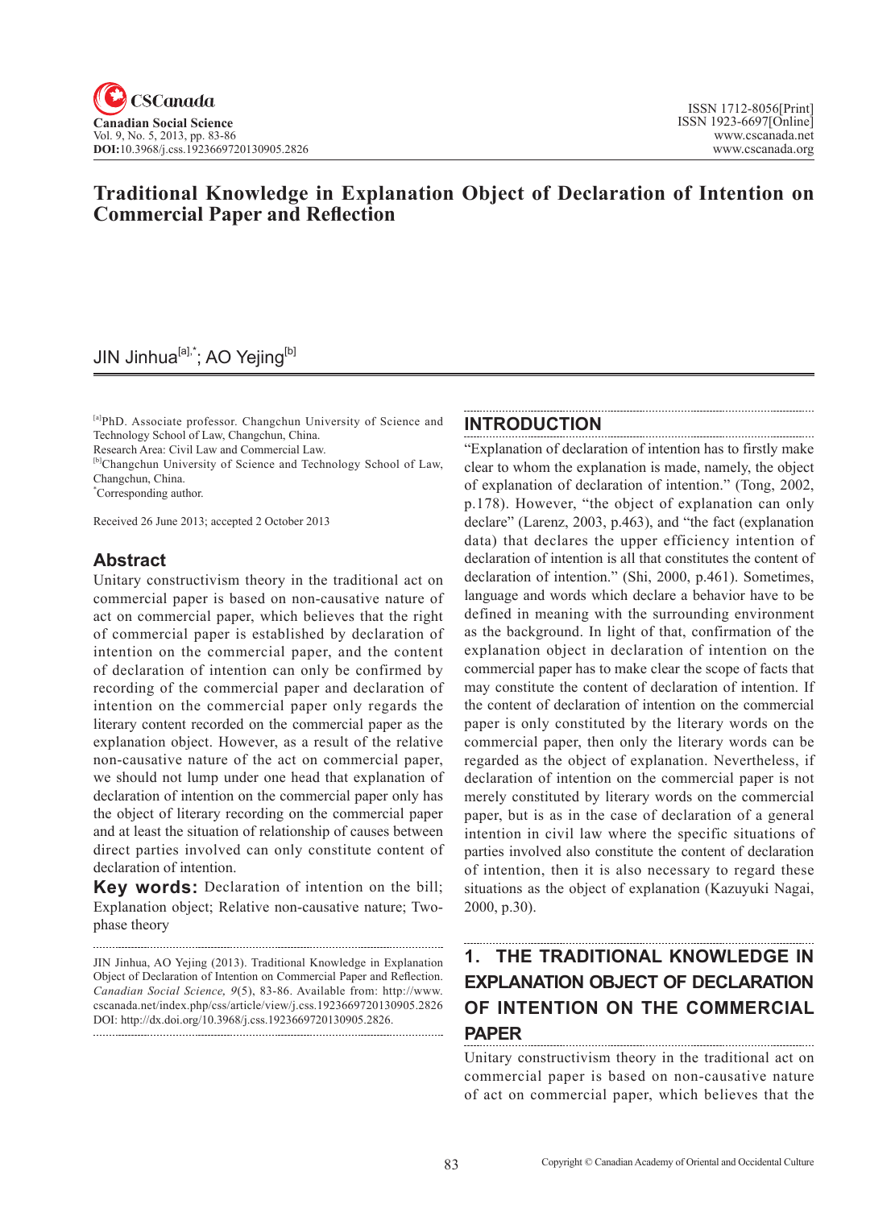# Traditional Knowledge in Explanation Object of Declaration of Intention on Commercial Paper and Reflection

JIN Jinhua[a],*; AO Yejing[b]

[a]PhD. Associate professor. Changchun University of Science and Technology School of Law, Changchun, China.
Research Area: Civil Law and Commercial Law.
[b]Changchun University of Science and Technology School of Law, Changchun, China.
*Corresponding author.

Received 26 June 2013; accepted 2 October 2013

## Abstract

Unitary constructivism theory in the traditional act on commercial paper is based on non-causative nature of act on commercial paper, which believes that the right of commercial paper is established by declaration of intention on the commercial paper, and the content of declaration of intention can only be confirmed by recording of the commercial paper and declaration of intention on the commercial paper only regards the literary content recorded on the commercial paper as the explanation object. However, as a result of the relative non-causative nature of the act on commercial paper, we should not lump under one head that explanation of declaration of intention on the commercial paper only has the object of literary recording on the commercial paper and at least the situation of relationship of causes between direct parties involved can only constitute content of declaration of intention.

**Key words:** Declaration of intention on the bill; Explanation object; Relative non-causative nature; Two-phase theory

JIN Jinhua, AO Yejing (2013). Traditional Knowledge in Explanation Object of Declaration of Intention on Commercial Paper and Reflection. *Canadian Social Science, 9*(5), 83-86. Available from: http://www.cscanada.net/index.php/css/article/view/j.css.1923669720130905.2826
DOI: http://dx.doi.org/10.3968/j.css.1923669720130905.2826.

## INTRODUCTION

"Explanation of declaration of intention has to firstly make clear to whom the explanation is made, namely, the object of explanation of declaration of intention." (Tong, 2002, p.178). However, "the object of explanation can only declare" (Larenz, 2003, p.463), and "the fact (explanation data) that declares the upper efficiency intention of declaration of intention is all that constitutes the content of declaration of intention." (Shi, 2000, p.461). Sometimes, language and words which declare a behavior have to be defined in meaning with the surrounding environment as the background. In light of that, confirmation of the explanation object in declaration of intention on the commercial paper has to make clear the scope of facts that may constitute the content of declaration of intention. If the content of declaration of intention on the commercial paper is only constituted by the literary words on the commercial paper, then only the literary words can be regarded as the object of explanation. Nevertheless, if declaration of intention on the commercial paper is not merely constituted by literary words on the commercial paper, but is as in the case of declaration of a general intention in civil law where the specific situations of parties involved also constitute the content of declaration of intention, then it is also necessary to regard these situations as the object of explanation (Kazuyuki Nagai, 2000, p.30).

## 1. THE TRADITIONAL KNOWLEDGE IN EXPLANATION OBJECT OF DECLARATION OF INTENTION ON THE COMMERCIAL PAPER

Unitary constructivism theory in the traditional act on commercial paper is based on non-causative nature of act on commercial paper, which believes that the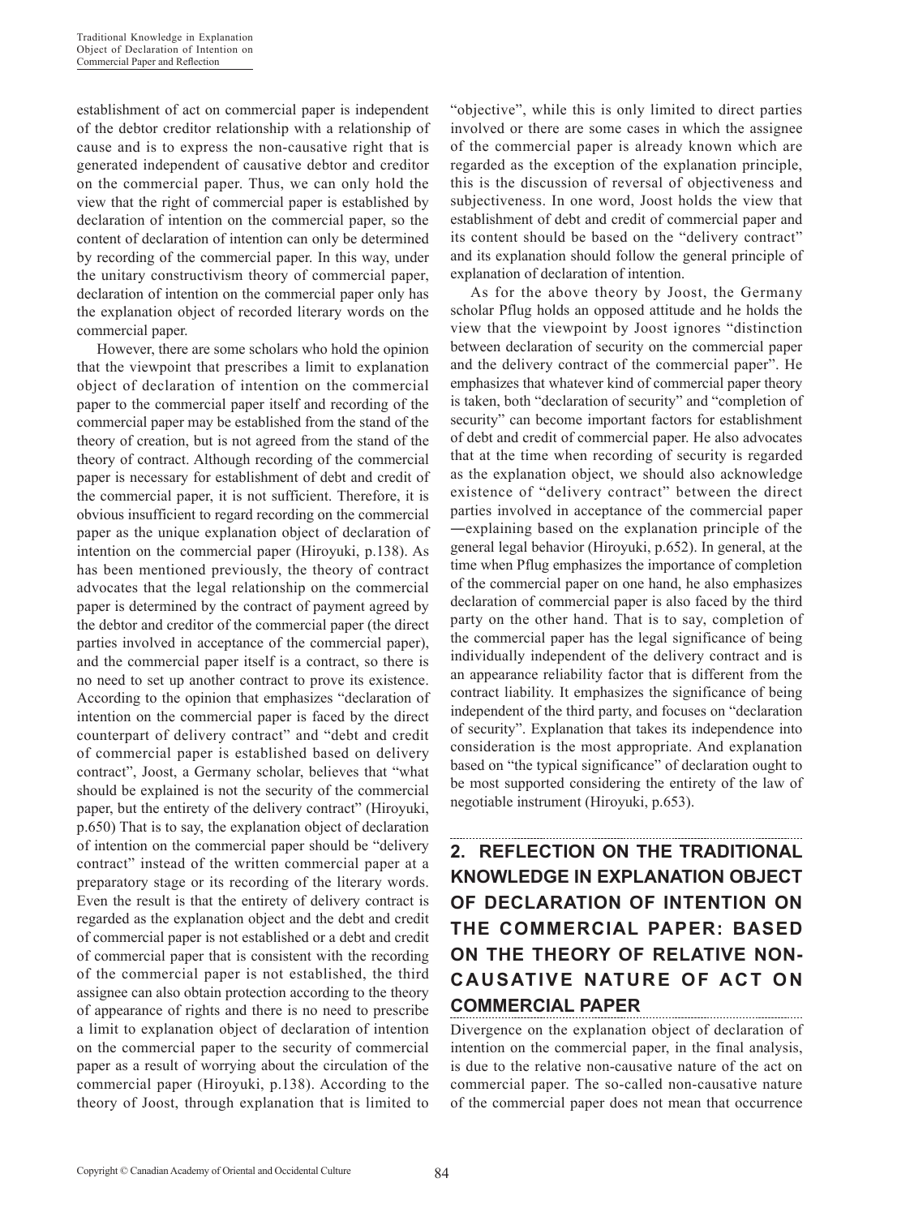establishment of act on commercial paper is independent of the debtor creditor relationship with a relationship of cause and is to express the non-causative right that is generated independent of causative debtor and creditor on the commercial paper. Thus, we can only hold the view that the right of commercial paper is established by declaration of intention on the commercial paper, so the content of declaration of intention can only be determined by recording of the commercial paper. In this way, under the unitary constructivism theory of commercial paper, declaration of intention on the commercial paper only has the explanation object of recorded literary words on the commercial paper.

However, there are some scholars who hold the opinion that the viewpoint that prescribes a limit to explanation object of declaration of intention on the commercial paper to the commercial paper itself and recording of the commercial paper may be established from the stand of the theory of creation, but is not agreed from the stand of the theory of contract. Although recording of the commercial paper is necessary for establishment of debt and credit of the commercial paper, it is not sufficient. Therefore, it is obvious insufficient to regard recording on the commercial paper as the unique explanation object of declaration of intention on the commercial paper (Hiroyuki, p.138). As has been mentioned previously, the theory of contract advocates that the legal relationship on the commercial paper is determined by the contract of payment agreed by the debtor and creditor of the commercial paper (the direct parties involved in acceptance of the commercial paper), and the commercial paper itself is a contract, so there is no need to set up another contract to prove its existence. According to the opinion that emphasizes "declaration of intention on the commercial paper is faced by the direct counterpart of delivery contract" and "debt and credit of commercial paper is established based on delivery contract", Joost, a Germany scholar, believes that "what should be explained is not the security of the commercial paper, but the entirety of the delivery contract" (Hiroyuki, p.650) That is to say, the explanation object of declaration of intention on the commercial paper should be "delivery contract" instead of the written commercial paper at a preparatory stage or its recording of the literary words. Even the result is that the entirety of delivery contract is regarded as the explanation object and the debt and credit of commercial paper is not established or a debt and credit of commercial paper that is consistent with the recording of the commercial paper is not established, the third assignee can also obtain protection according to the theory of appearance of rights and there is no need to prescribe a limit to explanation object of declaration of intention on the commercial paper to the security of commercial paper as a result of worrying about the circulation of the commercial paper (Hiroyuki, p.138). According to the theory of Joost, through explanation that is limited to "objective", while this is only limited to direct parties involved or there are some cases in which the assignee of the commercial paper is already known which are regarded as the exception of the explanation principle, this is the discussion of reversal of objectiveness and subjectiveness. In one word, Joost holds the view that establishment of debt and credit of commercial paper and its content should be based on the "delivery contract" and its explanation should follow the general principle of explanation of declaration of intention.

As for the above theory by Joost, the Germany scholar Pflug holds an opposed attitude and he holds the view that the viewpoint by Joost ignores "distinction between declaration of security on the commercial paper and the delivery contract of the commercial paper". He emphasizes that whatever kind of commercial paper theory is taken, both "declaration of security" and "completion of security" can become important factors for establishment of debt and credit of commercial paper. He also advocates that at the time when recording of security is regarded as the explanation object, we should also acknowledge existence of "delivery contract" between the direct parties involved in acceptance of the commercial paper —explaining based on the explanation principle of the general legal behavior (Hiroyuki, p.652). In general, at the time when Pflug emphasizes the importance of completion of the commercial paper on one hand, he also emphasizes declaration of commercial paper is also faced by the third party on the other hand. That is to say, completion of the commercial paper has the legal significance of being individually independent of the delivery contract and is an appearance reliability factor that is different from the contract liability. It emphasizes the significance of being independent of the third party, and focuses on "declaration of security". Explanation that takes its independence into consideration is the most appropriate. And explanation based on "the typical significance" of declaration ought to be most supported considering the entirety of the law of negotiable instrument (Hiroyuki, p.653).

## 2. REFLECTION ON THE TRADITIONAL KNOWLEDGE IN EXPLANATION OBJECT OF DECLARATION OF INTENTION ON THE COMMERCIAL PAPER: BASED ON THE THEORY OF RELATIVE NON-CAUSATIVE NATURE OF ACT ON COMMERCIAL PAPER

Divergence on the explanation object of declaration of intention on the commercial paper, in the final analysis, is due to the relative non-causative nature of the act on commercial paper. The so-called non-causative nature of the commercial paper does not mean that occurrence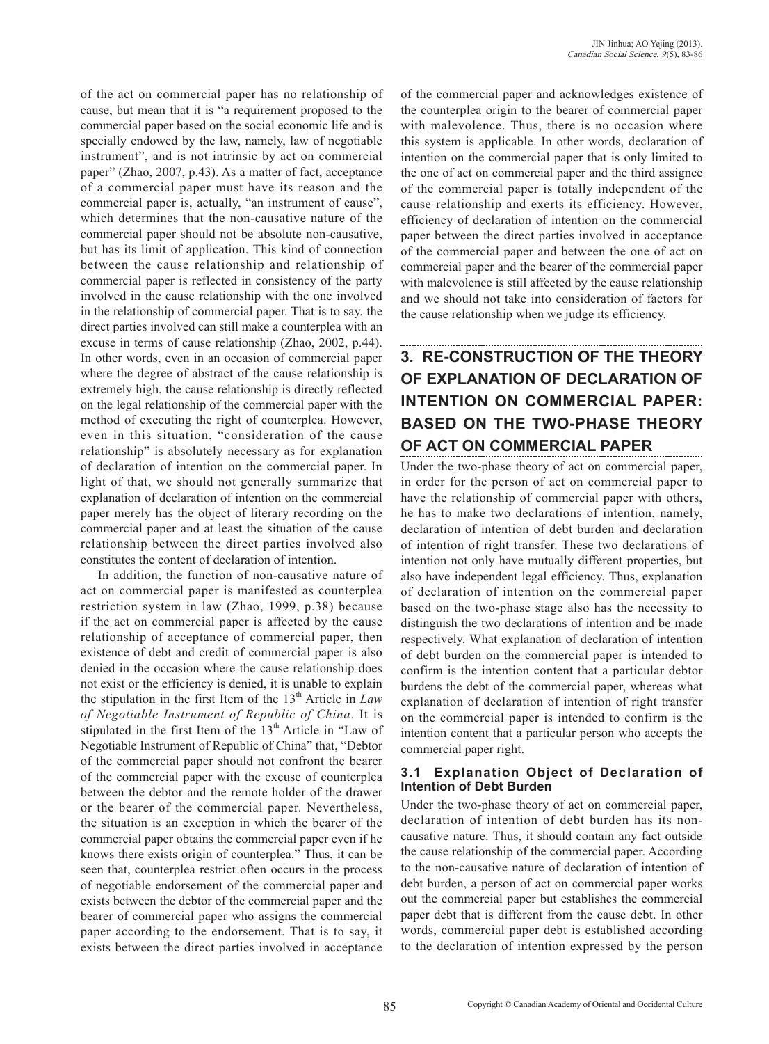of the act on commercial paper has no relationship of cause, but mean that it is "a requirement proposed to the commercial paper based on the social economic life and is specially endowed by the law, namely, law of negotiable instrument", and is not intrinsic by act on commercial paper" (Zhao, 2007, p.43). As a matter of fact, acceptance of a commercial paper must have its reason and the commercial paper is, actually, "an instrument of cause", which determines that the non-causative nature of the commercial paper should not be absolute non-causative, but has its limit of application. This kind of connection between the cause relationship and relationship of commercial paper is reflected in consistency of the party involved in the cause relationship with the one involved in the relationship of commercial paper. That is to say, the direct parties involved can still make a counterplea with an excuse in terms of cause relationship (Zhao, 2002, p.44). In other words, even in an occasion of commercial paper where the degree of abstract of the cause relationship is extremely high, the cause relationship is directly reflected on the legal relationship of the commercial paper with the method of executing the right of counterplea. However, even in this situation, "consideration of the cause relationship" is absolutely necessary as for explanation of declaration of intention on the commercial paper. In light of that, we should not generally summarize that explanation of declaration of intention on the commercial paper merely has the object of literary recording on the commercial paper and at least the situation of the cause relationship between the direct parties involved also constitutes the content of declaration of intention.

In addition, the function of non-causative nature of act on commercial paper is manifested as counterplea restriction system in law (Zhao, 1999, p.38) because if the act on commercial paper is affected by the cause relationship of acceptance of commercial paper, then existence of debt and credit of commercial paper is also denied in the occasion where the cause relationship does not exist or the efficiency is denied, it is unable to explain the stipulation in the first Item of the 13th Article in *Law of Negotiable Instrument of Republic of China*. It is stipulated in the first Item of the 13th Article in "Law of Negotiable Instrument of Republic of China" that, "Debtor of the commercial paper should not confront the bearer of the commercial paper with the excuse of counterplea between the debtor and the remote holder of the drawer or the bearer of the commercial paper. Nevertheless, the situation is an exception in which the bearer of the commercial paper obtains the commercial paper even if he knows there exists origin of counterplea." Thus, it can be seen that, counterplea restrict often occurs in the process of negotiable endorsement of the commercial paper and exists between the debtor of the commercial paper and the bearer of commercial paper who assigns the commercial paper according to the endorsement. That is to say, it exists between the direct parties involved in acceptance of the commercial paper and acknowledges existence of the counterplea origin to the bearer of commercial paper with malevolence. Thus, there is no occasion where this system is applicable. In other words, declaration of intention on the commercial paper that is only limited to the one of act on commercial paper and the third assignee of the commercial paper is totally independent of the cause relationship and exerts its efficiency. However, efficiency of declaration of intention on the commercial paper between the direct parties involved in acceptance of the commercial paper and between the one of act on commercial paper and the bearer of the commercial paper with malevolence is still affected by the cause relationship and we should not take into consideration of factors for the cause relationship when we judge its efficiency.

## 3. RE-CONSTRUCTION OF THE THEORY OF EXPLANATION OF DECLARATION OF INTENTION ON COMMERCIAL PAPER: BASED ON THE TWO-PHASE THEORY OF ACT ON COMMERCIAL PAPER

Under the two-phase theory of act on commercial paper, in order for the person of act on commercial paper to have the relationship of commercial paper with others, he has to make two declarations of intention, namely, declaration of intention of debt burden and declaration of intention of right transfer. These two declarations of intention not only have mutually different properties, but also have independent legal efficiency. Thus, explanation of declaration of intention on the commercial paper based on the two-phase stage also has the necessity to distinguish the two declarations of intention and be made respectively. What explanation of declaration of intention of debt burden on the commercial paper is intended to confirm is the intention content that a particular debtor burdens the debt of the commercial paper, whereas what explanation of declaration of intention of right transfer on the commercial paper is intended to confirm is the intention content that a particular person who accepts the commercial paper right.

### 3.1 Explanation Object of Declaration of Intention of Debt Burden

Under the two-phase theory of act on commercial paper, declaration of intention of debt burden has its non-causative nature. Thus, it should contain any fact outside the cause relationship of the commercial paper. According to the non-causative nature of declaration of intention of debt burden, a person of act on commercial paper works out the commercial paper but establishes the commercial paper debt that is different from the cause debt. In other words, commercial paper debt is established according to the declaration of intention expressed by the person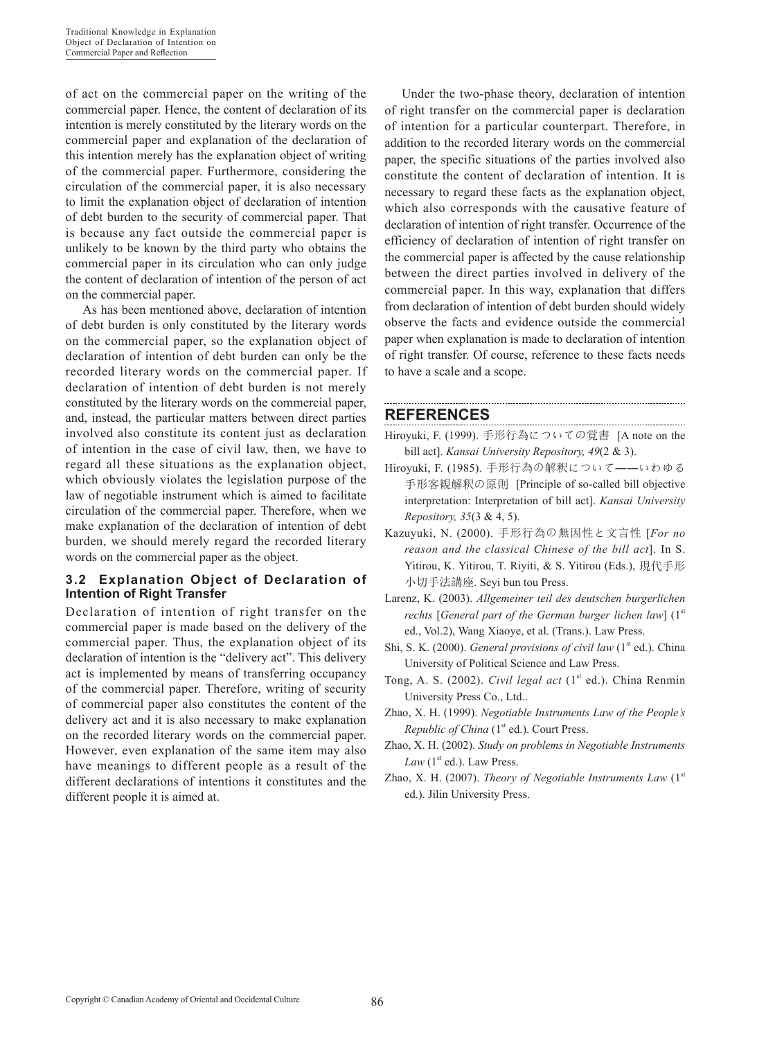of act on the commercial paper on the writing of the commercial paper. Hence, the content of declaration of its intention is merely constituted by the literary words on the commercial paper and explanation of the declaration of this intention merely has the explanation object of writing of the commercial paper. Furthermore, considering the circulation of the commercial paper, it is also necessary to limit the explanation object of declaration of intention of debt burden to the security of commercial paper. That is because any fact outside the commercial paper is unlikely to be known by the third party who obtains the commercial paper in its circulation who can only judge the content of declaration of intention of the person of act on the commercial paper.

As has been mentioned above, declaration of intention of debt burden is only constituted by the literary words on the commercial paper, so the explanation object of declaration of intention of debt burden can only be the recorded literary words on the commercial paper. If declaration of intention of debt burden is not merely constituted by the literary words on the commercial paper, and, instead, the particular matters between direct parties involved also constitute its content just as declaration of intention in the case of civil law, then, we have to regard all these situations as the explanation object, which obviously violates the legislation purpose of the law of negotiable instrument which is aimed to facilitate circulation of the commercial paper. Therefore, when we make explanation of the declaration of intention of debt burden, we should merely regard the recorded literary words on the commercial paper as the object.

### 3.2 Explanation Object of Declaration of Intention of Right Transfer

Declaration of intention of right transfer on the commercial paper is made based on the delivery of the commercial paper. Thus, the explanation object of its declaration of intention is the "delivery act". This delivery act is implemented by means of transferring occupancy of the commercial paper. Therefore, writing of security of commercial paper also constitutes the content of the delivery act and it is also necessary to make explanation on the recorded literary words on the commercial paper. However, even explanation of the same item may also have meanings to different people as a result of the different declarations of intentions it constitutes and the different people it is aimed at.

Under the two-phase theory, declaration of intention of right transfer on the commercial paper is declaration of intention for a particular counterpart. Therefore, in addition to the recorded literary words on the commercial paper, the specific situations of the parties involved also constitute the content of declaration of intention. It is necessary to regard these facts as the explanation object, which also corresponds with the causative feature of declaration of intention of right transfer. Occurrence of the efficiency of declaration of intention of right transfer on the commercial paper is affected by the cause relationship between the direct parties involved in delivery of the commercial paper. In this way, explanation that differs from declaration of intention of debt burden should widely observe the facts and evidence outside the commercial paper when explanation is made to declaration of intention of right transfer. Of course, reference to these facts needs to have a scale and a scope.

## REFERENCES

Hiroyuki, F. (1999). 手形行為についての覚書 [A note on the bill act]. *Kansai University Repository, 49*(2 & 3).

Hiroyuki, F. (1985). 手形行為の解釈について——いわゆる手形客観解釈の原則 [Principle of so-called bill objective interpretation: Interpretation of bill act]. *Kansai University Repository, 35*(3 & 4, 5).

Kazuyuki, N. (2000). 手形行為の無因性と文言性 [*For no reason and the classical Chinese of the bill act*]. In S. Yitirou, K. Yitirou, T. Riyiti, & S. Yitirou (Eds.), 現代手形小切手法講座. Seyi bun tou Press.

Larenz, K. (2003). *Allgemeiner teil des deutschen burgerlichen rechts* [*General part of the German burger lichen law*] (1st ed., Vol.2), Wang Xiaoye, et al. (Trans.). Law Press.

Shi, S. K. (2000). *General provisions of civil law* (1st ed.). China University of Political Science and Law Press.

Tong, A. S. (2002). *Civil legal act* (1st ed.). China Renmin University Press Co., Ltd..

Zhao, X. H. (1999). *Negotiable Instruments Law of the People's Republic of China* (1st ed.). Court Press.

Zhao, X. H. (2002). *Study on problems in Negotiable Instruments Law* (1st ed.). Law Press.

Zhao, X. H. (2007). *Theory of Negotiable Instruments Law* (1st ed.). Jilin University Press.